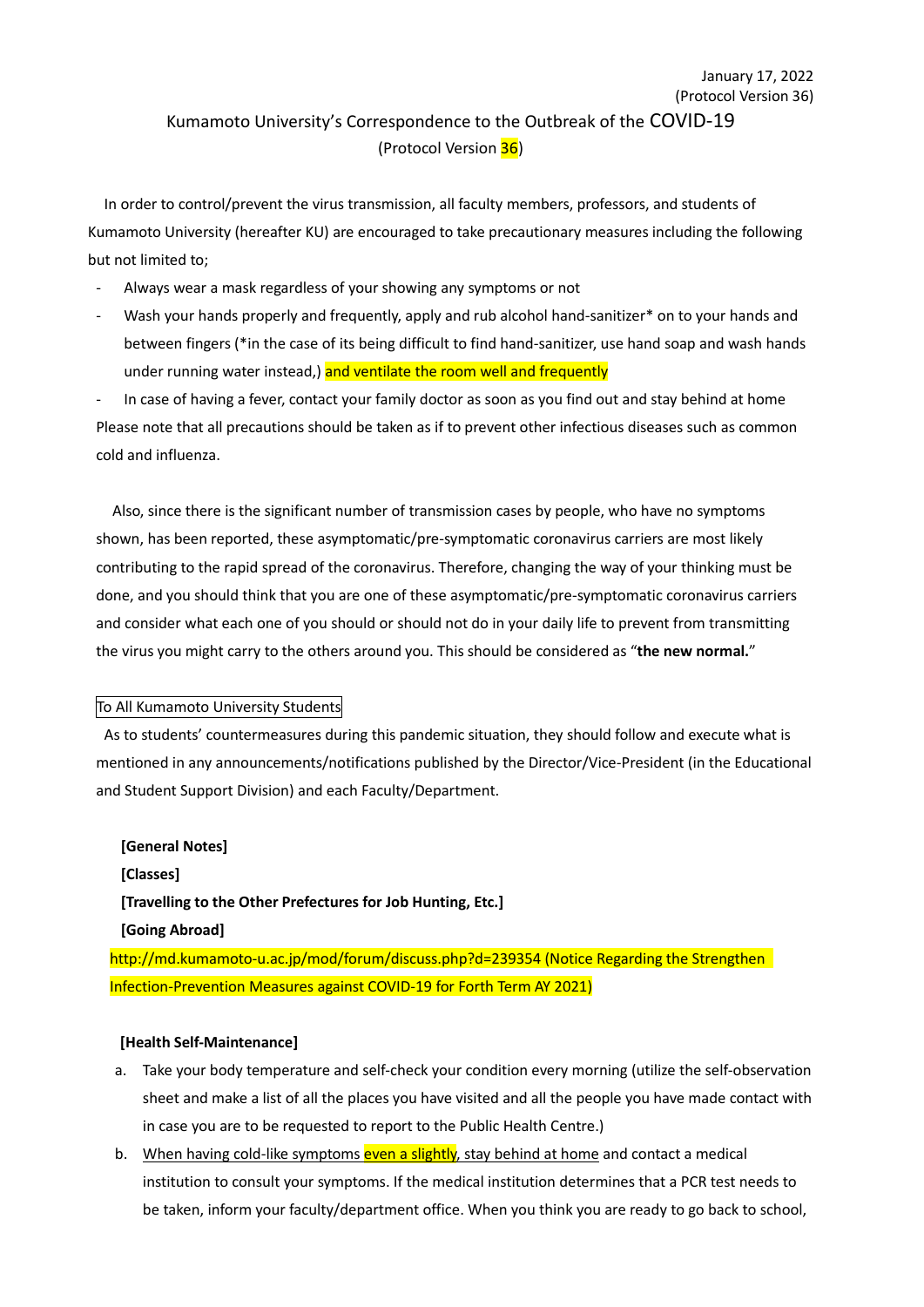January 17, 2022
(Protocol Version 36)

# Kumamoto University's Correspondence to the Outbreak of the COVID-19
(Protocol Version 36)

In order to control/prevent the virus transmission, all faculty members, professors, and students of Kumamoto University (hereafter KU) are encouraged to take precautionary measures including the following but not limited to;

- Always wear a mask regardless of your showing any symptoms or not
- Wash your hands properly and frequently, apply and rub alcohol hand-sanitizer* on to your hands and between fingers (*in the case of its being difficult to find hand-sanitizer, use hand soap and wash hands under running water instead,) and ventilate the room well and frequently
- In case of having a fever, contact your family doctor as soon as you find out and stay behind at home

Please note that all precautions should be taken as if to prevent other infectious diseases such as common cold and influenza.

Also, since there is the significant number of transmission cases by people, who have no symptoms shown, has been reported, these asymptomatic/pre-symptomatic coronavirus carriers are most likely contributing to the rapid spread of the coronavirus. Therefore, changing the way of your thinking must be done, and you should think that you are one of these asymptomatic/pre-symptomatic coronavirus carriers and consider what each one of you should or should not do in your daily life to prevent from transmitting the virus you might carry to the others around you. This should be considered as "**the new normal.**"

To All Kumamoto University Students

As to students' countermeasures during this pandemic situation, they should follow and execute what is mentioned in any announcements/notifications published by the Director/Vice-President (in the Educational and Student Support Division) and each Faculty/Department.

**[General Notes]**
**[Classes]**
**[Travelling to the Other Prefectures for Job Hunting, Etc.]**
**[Going Abroad]**

http://md.kumamoto-u.ac.jp/mod/forum/discuss.php?d=239354 (Notice Regarding the Strengthen Infection-Prevention Measures against COVID-19 for Forth Term AY 2021)

**[Health Self-Maintenance]**

a. Take your body temperature and self-check your condition every morning (utilize the self-observation sheet and make a list of all the places you have visited and all the people you have made contact with in case you are to be requested to report to the Public Health Centre.)
b. When having cold-like symptoms even a slightly, stay behind at home and contact a medical institution to consult your symptoms. If the medical institution determines that a PCR test needs to be taken, inform your faculty/department office. When you think you are ready to go back to school,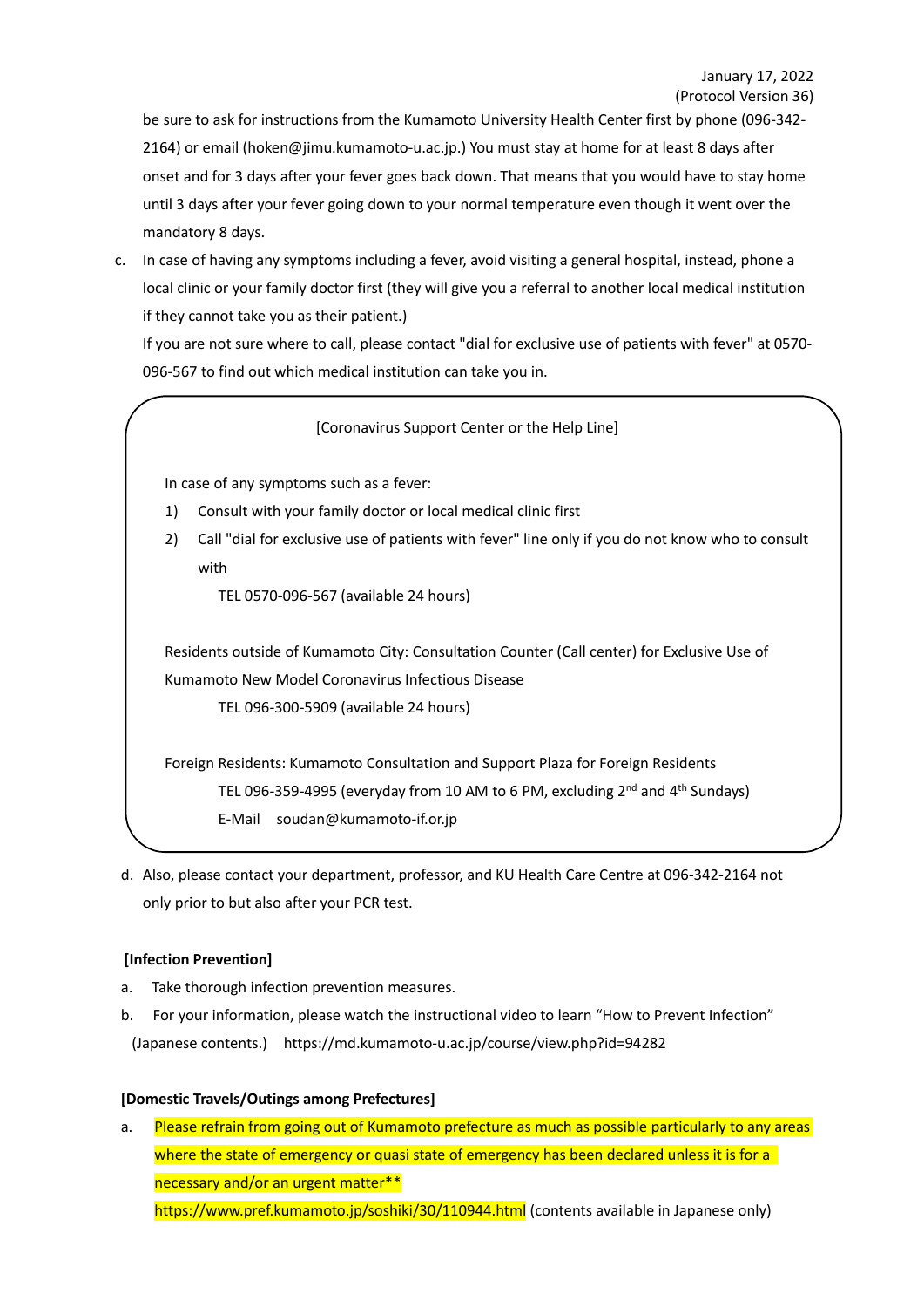be sure to ask for instructions from the Kumamoto University Health Center first by phone (096-342-2164) or email (hoken@jimu.kumamoto-u.ac.jp.) You must stay at home for at least 8 days after onset and for 3 days after your fever goes back down. That means that you would have to stay home until 3 days after your fever going down to your normal temperature even though it went over the mandatory 8 days.

c. In case of having any symptoms including a fever, avoid visiting a general hospital, instead, phone a local clinic or your family doctor first (they will give you a referral to another local medical institution if they cannot take you as their patient.)

   If you are not sure where to call, please contact "dial for exclusive use of patients with fever" at 0570-096-567 to find out which medical institution can take you in.

> [Coronavirus Support Center or the Help Line]
>
> In case of any symptoms such as a fever:
>
> 1) Consult with your family doctor or local medical clinic first
> 2) Call "dial for exclusive use of patients with fever" line only if you do not know who to consult with
>
>    TEL 0570-096-567 (available 24 hours)
>
> Residents outside of Kumamoto City: Consultation Counter (Call center) for Exclusive Use of Kumamoto New Model Coronavirus Infectious Disease
>
>    TEL 096-300-5909 (available 24 hours)
>
> Foreign Residents: Kumamoto Consultation and Support Plaza for Foreign Residents
>
>    TEL 096-359-4995 (everyday from 10 AM to 6 PM, excluding 2nd and 4th Sundays)
>
>    E-Mail soudan@kumamoto-if.or.jp

d. Also, please contact your department, professor, and KU Health Care Centre at 096-342-2164 not only prior to but also after your PCR test.

**[Infection Prevention]**

a. Take thorough infection prevention measures.

b. For your information, please watch the instructional video to learn "How to Prevent Infection" (Japanese contents.) https://md.kumamoto-u.ac.jp/course/view.php?id=94282

**[Domestic Travels/Outings among Prefectures]**

a. Please refrain from going out of Kumamoto prefecture as much as possible particularly to any areas where the state of emergency or quasi state of emergency has been declared unless it is for a necessary and/or an urgent matter**

   https://www.pref.kumamoto.jp/soshiki/30/110944.html (contents available in Japanese only)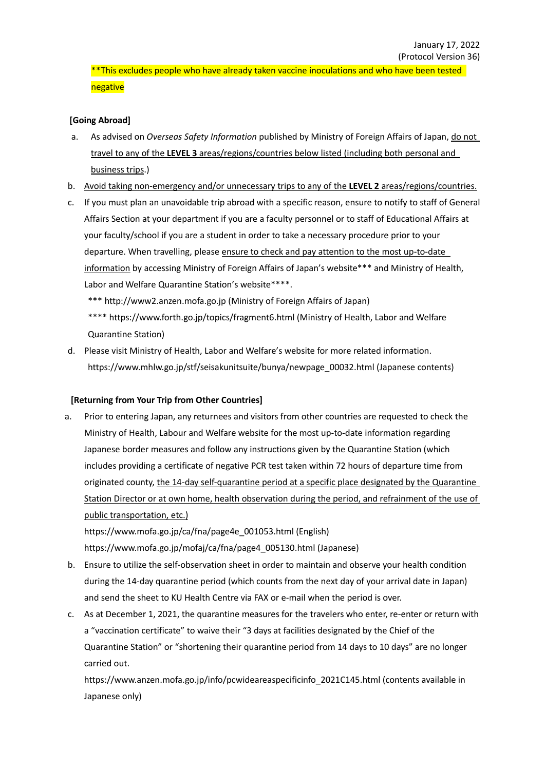January 17, 2022
(Protocol Version 36)

**This excludes people who have already taken vaccine inoculations and who have been tested negative

**[Going Abroad]**

a. As advised on *Overseas Safety Information* published by Ministry of Foreign Affairs of Japan, do not travel to any of the **LEVEL 3** areas/regions/countries below listed (including both personal and business trips.)

b. Avoid taking non-emergency and/or unnecessary trips to any of the **LEVEL 2** areas/regions/countries.

c. If you must plan an unavoidable trip abroad with a specific reason, ensure to notify to staff of General Affairs Section at your department if you are a faculty personnel or to staff of Educational Affairs at your faculty/school if you are a student in order to take a necessary procedure prior to your departure. When travelling, please ensure to check and pay attention to the most up-to-date information by accessing Ministry of Foreign Affairs of Japan's website*** and Ministry of Health, Labor and Welfare Quarantine Station's website****.

*** http://www2.anzen.mofa.go.jp (Ministry of Foreign Affairs of Japan)

**** https://www.forth.go.jp/topics/fragment6.html (Ministry of Health, Labor and Welfare Quarantine Station)

d. Please visit Ministry of Health, Labor and Welfare's website for more related information. https://www.mhlw.go.jp/stf/seisakunitsuite/bunya/newpage_00032.html (Japanese contents)

**[Returning from Your Trip from Other Countries]**

a. Prior to entering Japan, any returnees and visitors from other countries are requested to check the Ministry of Health, Labour and Welfare website for the most up-to-date information regarding Japanese border measures and follow any instructions given by the Quarantine Station (which includes providing a certificate of negative PCR test taken within 72 hours of departure time from originated county, the 14-day self-quarantine period at a specific place designated by the Quarantine Station Director or at own home, health observation during the period, and refrainment of the use of public transportation, etc.)
https://www.mofa.go.jp/ca/fna/page4e_001053.html (English)
https://www.mofa.go.jp/mofaj/ca/fna/page4_005130.html (Japanese)

b. Ensure to utilize the self-observation sheet in order to maintain and observe your health condition during the 14-day quarantine period (which counts from the next day of your arrival date in Japan) and send the sheet to KU Health Centre via FAX or e-mail when the period is over.

c. As at December 1, 2021, the quarantine measures for the travelers who enter, re-enter or return with a "vaccination certificate" to waive their "3 days at facilities designated by the Chief of the Quarantine Station" or "shortening their quarantine period from 14 days to 10 days" are no longer carried out.
https://www.anzen.mofa.go.jp/info/pcwideareaspecificinfo_2021C145.html (contents available in Japanese only)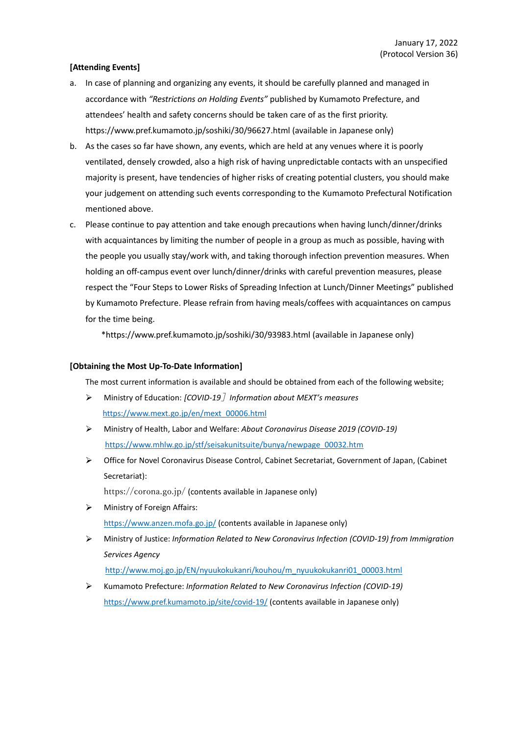January 17, 2022
(Protocol Version 36)

**[Attending Events]**

a. In case of planning and organizing any events, it should be carefully planned and managed in accordance with *"Restrictions on Holding Events"* published by Kumamoto Prefecture, and attendees' health and safety concerns should be taken care of as the first priority.
https://www.pref.kumamoto.jp/soshiki/30/96627.html (available in Japanese only)

b. As the cases so far have shown, any events, which are held at any venues where it is poorly ventilated, densely crowded, also a high risk of having unpredictable contacts with an unspecified majority is present, have tendencies of higher risks of creating potential clusters, you should make your judgement on attending such events corresponding to the Kumamoto Prefectural Notification mentioned above.

c. Please continue to pay attention and take enough precautions when having lunch/dinner/drinks with acquaintances by limiting the number of people in a group as much as possible, having with the people you usually stay/work with, and taking thorough infection prevention measures. When holding an off-campus event over lunch/dinner/drinks with careful prevention measures, please respect the "Four Steps to Lower Risks of Spreading Infection at Lunch/Dinner Meetings" published by Kumamoto Prefecture. Please refrain from having meals/coffees with acquaintances on campus for the time being.
*https://www.pref.kumamoto.jp/soshiki/30/93983.html (available in Japanese only)

**[Obtaining the Most Up-To-Date Information]**

The most current information is available and should be obtained from each of the following website;

- Ministry of Education: *[COVID-19〕Information about MEXT's measures*
  https://www.mext.go.jp/en/mext_00006.html
- Ministry of Health, Labor and Welfare: *About Coronavirus Disease 2019 (COVID-19)*
  https://www.mhlw.go.jp/stf/seisakunitsuite/bunya/newpage_00032.htm
- Office for Novel Coronavirus Disease Control, Cabinet Secretariat, Government of Japan, (Cabinet Secretariat):
  https://corona.go.jp/ (contents available in Japanese only)
- Ministry of Foreign Affairs:
  https://www.anzen.mofa.go.jp/ (contents available in Japanese only)
- Ministry of Justice: *Information Related to New Coronavirus Infection (COVID-19) from Immigration Services Agency*
  http://www.moj.go.jp/EN/nyuukokukanri/kouhou/m_nyuukokukanri01_00003.html
- Kumamoto Prefecture: *Information Related to New Coronavirus Infection (COVID-19)*
  https://www.pref.kumamoto.jp/site/covid-19/ (contents available in Japanese only)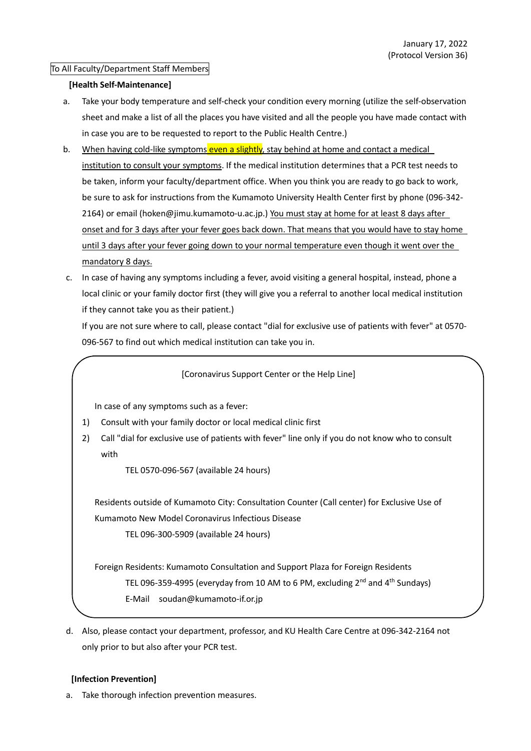January 17, 2022
(Protocol Version 36)

To All Faculty/Department Staff Members

**[Health Self-Maintenance]**

a. Take your body temperature and self-check your condition every morning (utilize the self-observation sheet and make a list of all the places you have visited and all the people you have made contact with in case you are to be requested to report to the Public Health Centre.)

b. When having cold-like symptoms even a slightly, stay behind at home and contact a medical institution to consult your symptoms. If the medical institution determines that a PCR test needs to be taken, inform your faculty/department office. When you think you are ready to go back to work, be sure to ask for instructions from the Kumamoto University Health Center first by phone (096-342-2164) or email (hoken@jimu.kumamoto-u.ac.jp.) You must stay at home for at least 8 days after onset and for 3 days after your fever goes back down. That means that you would have to stay home until 3 days after your fever going down to your normal temperature even though it went over the mandatory 8 days.

c. In case of having any symptoms including a fever, avoid visiting a general hospital, instead, phone a local clinic or your family doctor first (they will give you a referral to another local medical institution if they cannot take you as their patient.)

   If you are not sure where to call, please contact "dial for exclusive use of patients with fever" at 0570-096-567 to find out which medical institution can take you in.

[Coronavirus Support Center or the Help Line]

In case of any symptoms such as a fever:

1) Consult with your family doctor or local medical clinic first
2) Call "dial for exclusive use of patients with fever" line only if you do not know who to consult with

   TEL 0570-096-567 (available 24 hours)

Residents outside of Kumamoto City: Consultation Counter (Call center) for Exclusive Use of Kumamoto New Model Coronavirus Infectious Disease

   TEL 096-300-5909 (available 24 hours)

Foreign Residents: Kumamoto Consultation and Support Plaza for Foreign Residents

   TEL 096-359-4995 (everyday from 10 AM to 6 PM, excluding 2nd and 4th Sundays)

   E-Mail soudan@kumamoto-if.or.jp

d. Also, please contact your department, professor, and KU Health Care Centre at 096-342-2164 not only prior to but also after your PCR test.

**[Infection Prevention]**

a. Take thorough infection prevention measures.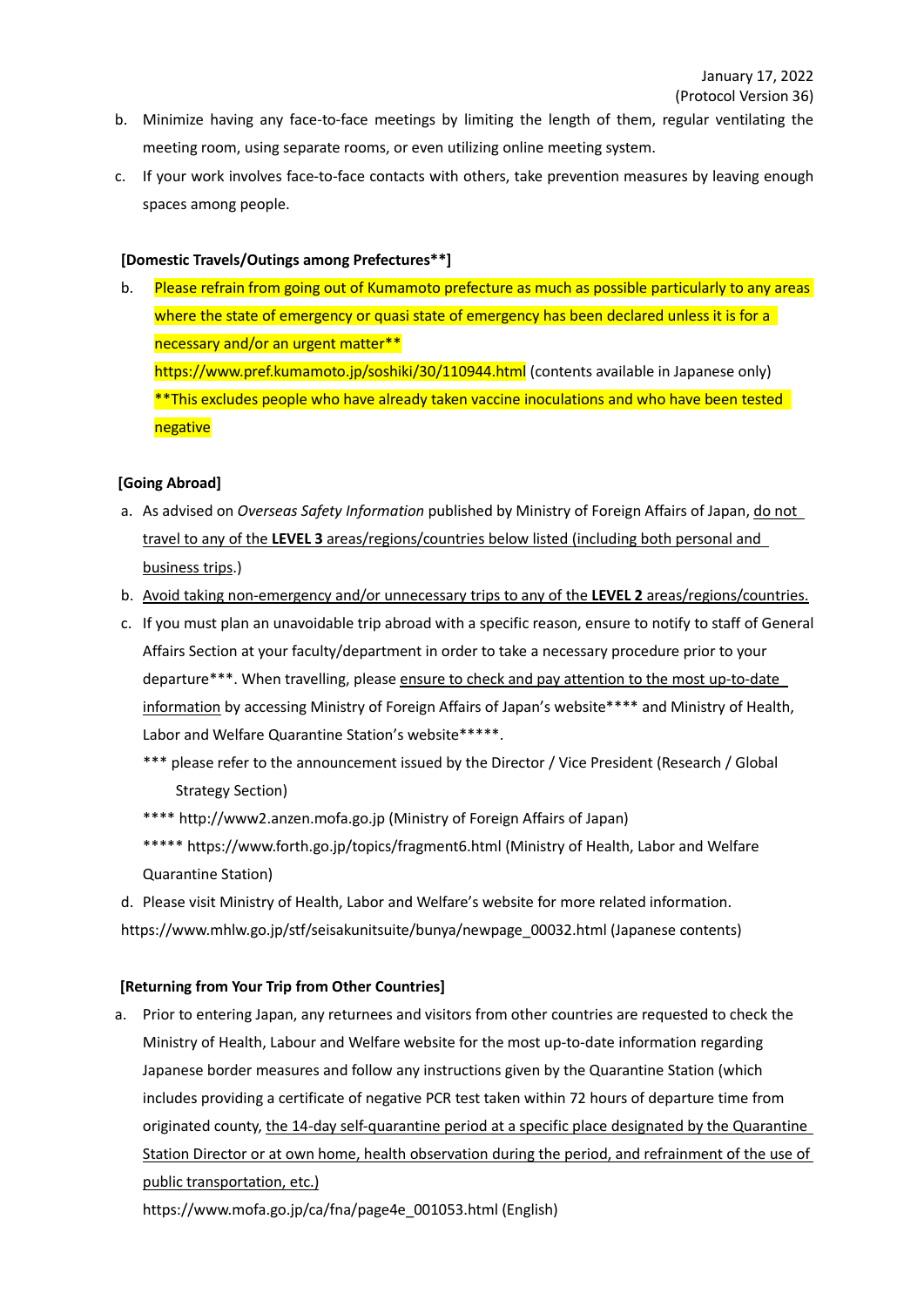b. Minimize having any face-to-face meetings by limiting the length of them, regular ventilating the meeting room, using separate rooms, or even utilizing online meeting system.

c. If your work involves face-to-face contacts with others, take prevention measures by leaving enough spaces among people.

**[Domestic Travels/Outings among Prefectures**]**

b. Please refrain from going out of Kumamoto prefecture as much as possible particularly to any areas where the state of emergency or quasi state of emergency has been declared unless it is for a necessary and/or an urgent matter**
https://www.pref.kumamoto.jp/soshiki/30/110944.html (contents available in Japanese only)
**This excludes people who have already taken vaccine inoculations and who have been tested negative

**[Going Abroad]**

a. As advised on *Overseas Safety Information* published by Ministry of Foreign Affairs of Japan, do not travel to any of the **LEVEL 3** areas/regions/countries below listed (including both personal and business trips.)

b. Avoid taking non-emergency and/or unnecessary trips to any of the **LEVEL 2** areas/regions/countries.

c. If you must plan an unavoidable trip abroad with a specific reason, ensure to notify to staff of General Affairs Section at your faculty/department in order to take a necessary procedure prior to your departure***. When travelling, please ensure to check and pay attention to the most up-to-date information by accessing Ministry of Foreign Affairs of Japan's website**** and Ministry of Health, Labor and Welfare Quarantine Station's website*****.

*** please refer to the announcement issued by the Director / Vice President (Research / Global Strategy Section)

**** http://www2.anzen.mofa.go.jp (Ministry of Foreign Affairs of Japan)

***** https://www.forth.go.jp/topics/fragment6.html (Ministry of Health, Labor and Welfare Quarantine Station)

d. Please visit Ministry of Health, Labor and Welfare's website for more related information.
https://www.mhlw.go.jp/stf/seisakunitsuite/bunya/newpage_00032.html (Japanese contents)

**[Returning from Your Trip from Other Countries]**

a. Prior to entering Japan, any returnees and visitors from other countries are requested to check the Ministry of Health, Labour and Welfare website for the most up-to-date information regarding Japanese border measures and follow any instructions given by the Quarantine Station (which includes providing a certificate of negative PCR test taken within 72 hours of departure time from originated county, the 14-day self-quarantine period at a specific place designated by the Quarantine Station Director or at own home, health observation during the period, and refrainment of the use of public transportation, etc.)
https://www.mofa.go.jp/ca/fna/page4e_001053.html (English)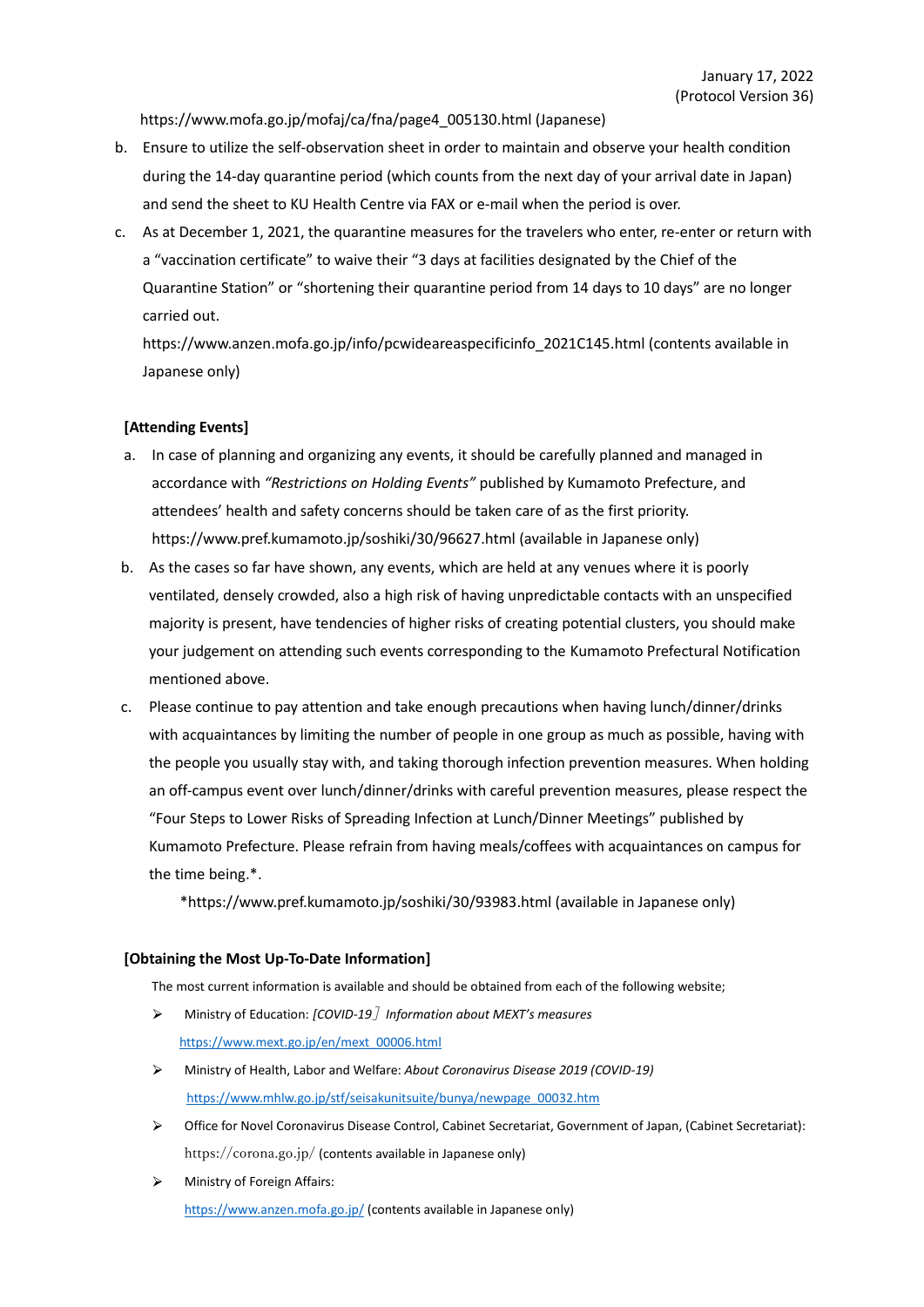https://www.mofa.go.jp/mofaj/ca/fna/page4_005130.html (Japanese)

b. Ensure to utilize the self-observation sheet in order to maintain and observe your health condition during the 14-day quarantine period (which counts from the next day of your arrival date in Japan) and send the sheet to KU Health Centre via FAX or e-mail when the period is over.

c. As at December 1, 2021, the quarantine measures for the travelers who enter, re-enter or return with a "vaccination certificate" to waive their "3 days at facilities designated by the Chief of the Quarantine Station" or "shortening their quarantine period from 14 days to 10 days" are no longer carried out.
https://www.anzen.mofa.go.jp/info/pcwideareaspecificinfo_2021C145.html (contents available in Japanese only)

**[Attending Events]**

a. In case of planning and organizing any events, it should be carefully planned and managed in accordance with *"Restrictions on Holding Events"* published by Kumamoto Prefecture, and attendees' health and safety concerns should be taken care of as the first priority.
https://www.pref.kumamoto.jp/soshiki/30/96627.html (available in Japanese only)

b. As the cases so far have shown, any events, which are held at any venues where it is poorly ventilated, densely crowded, also a high risk of having unpredictable contacts with an unspecified majority is present, have tendencies of higher risks of creating potential clusters, you should make your judgement on attending such events corresponding to the Kumamoto Prefectural Notification mentioned above.

c. Please continue to pay attention and take enough precautions when having lunch/dinner/drinks with acquaintances by limiting the number of people in one group as much as possible, having with the people you usually stay with, and taking thorough infection prevention measures. When holding an off-campus event over lunch/dinner/drinks with careful prevention measures, please respect the "Four Steps to Lower Risks of Spreading Infection at Lunch/Dinner Meetings" published by Kumamoto Prefecture. Please refrain from having meals/coffees with acquaintances on campus for the time being.*.
*https://www.pref.kumamoto.jp/soshiki/30/93983.html (available in Japanese only)

**[Obtaining the Most Up-To-Date Information]**

The most current information is available and should be obtained from each of the following website;

- Ministry of Education: *[COVID-19］Information about MEXT's measures*
  https://www.mext.go.jp/en/mext_00006.html
- Ministry of Health, Labor and Welfare: *About Coronavirus Disease 2019 (COVID-19)*
  https://www.mhlw.go.jp/stf/seisakunitsuite/bunya/newpage_00032.htm
- Office for Novel Coronavirus Disease Control, Cabinet Secretariat, Government of Japan, (Cabinet Secretariat):
  https://corona.go.jp/ (contents available in Japanese only)
- Ministry of Foreign Affairs:
  https://www.anzen.mofa.go.jp/ (contents available in Japanese only)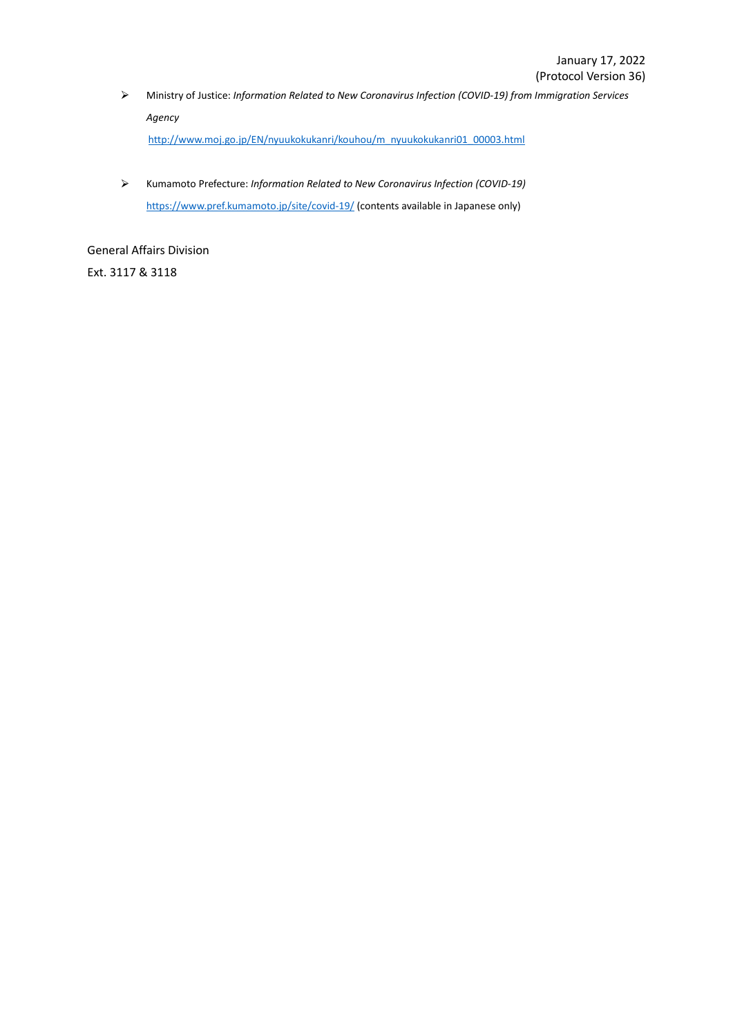January 17, 2022
(Protocol Version 36)

- Ministry of Justice: *Information Related to New Coronavirus Infection (COVID-19) from Immigration Services Agency*
  http://www.moj.go.jp/EN/nyuukokukanri/kouhou/m_nyuukokukanri01_00003.html

- Kumamoto Prefecture: *Information Related to New Coronavirus Infection (COVID-19)*
  https://www.pref.kumamoto.jp/site/covid-19/ (contents available in Japanese only)

General Affairs Division

Ext. 3117 & 3118